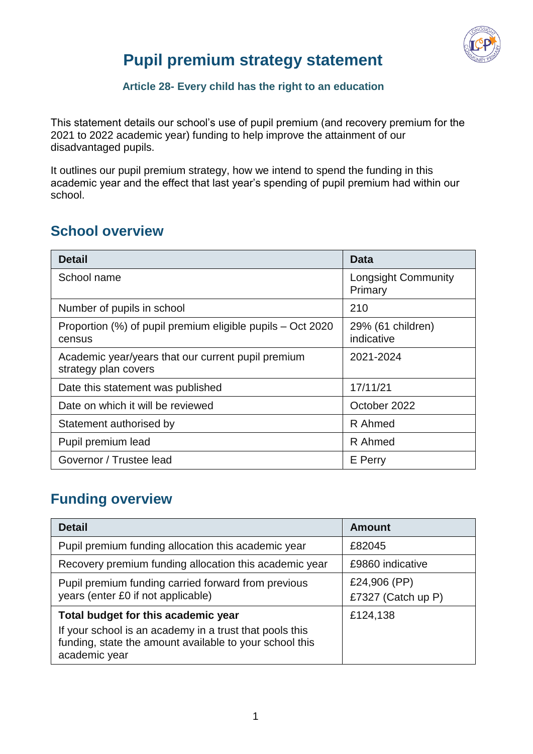# Pupil premium strategy statement

### Article 28- Every child has the right to an education

This statement details our school's use of pupil premium (and recovery premium for the 2021 to 2022 academic year) funding to help improve the attainment of our disadvantaged pupils.

It outlines our pupil premium strategy, how we intend to spend the funding in this academic year and the effect that last year's spending of pupil premium had within our school.

## School overview

| Detail | Data |
|---|---|
| School name | Longsight Community Primary |
| Number of pupils in school | 210 |
| Proportion (%) of pupil premium eligible pupils – Oct 2020 census | 29% (61 children) indicative |
| Academic year/years that our current pupil premium strategy plan covers | 2021-2024 |
| Date this statement was published | 17/11/21 |
| Date on which it will be reviewed | October 2022 |
| Statement authorised by | R Ahmed |
| Pupil premium lead | R Ahmed |
| Governor / Trustee lead | E Perry |

## Funding overview

| Detail | Amount |
|---|---|
| Pupil premium funding allocation this academic year | £82045 |
| Recovery premium funding allocation this academic year | £9860 indicative |
| Pupil premium funding carried forward from previous years (enter £0 if not applicable) | £24,906 (PP)<br>£7327 (Catch up P) |
| **Total budget for this academic year**<br>If your school is an academy in a trust that pools this funding, state the amount available to your school this academic year | £124,138 |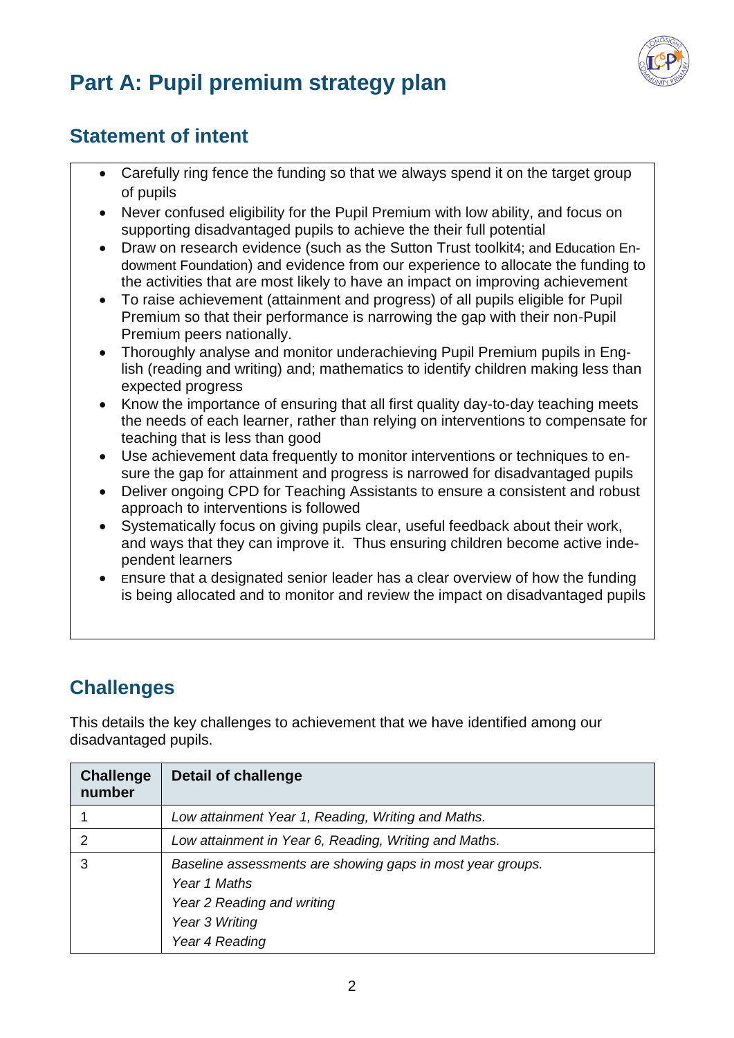# Part A: Pupil premium strategy plan

## Statement of intent

- Carefully ring fence the funding so that we always spend it on the target group of pupils
- Never confused eligibility for the Pupil Premium with low ability, and focus on supporting disadvantaged pupils to achieve the their full potential
- Draw on research evidence (such as the Sutton Trust toolkit4; and Education Endowment Foundation) and evidence from our experience to allocate the funding to the activities that are most likely to have an impact on improving achievement
- To raise achievement (attainment and progress) of all pupils eligible for Pupil Premium so that their performance is narrowing the gap with their non-Pupil Premium peers nationally.
- Thoroughly analyse and monitor underachieving Pupil Premium pupils in English (reading and writing) and; mathematics to identify children making less than expected progress
- Know the importance of ensuring that all first quality day-to-day teaching meets the needs of each learner, rather than relying on interventions to compensate for teaching that is less than good
- Use achievement data frequently to monitor interventions or techniques to ensure the gap for attainment and progress is narrowed for disadvantaged pupils
- Deliver ongoing CPD for Teaching Assistants to ensure a consistent and robust approach to interventions is followed
- Systematically focus on giving pupils clear, useful feedback about their work, and ways that they can improve it. Thus ensuring children become active independent learners
- Ensure that a designated senior leader has a clear overview of how the funding is being allocated and to monitor and review the impact on disadvantaged pupils

## Challenges

This details the key challenges to achievement that we have identified among our disadvantaged pupils.

| Challenge number | Detail of challenge |
|---|---|
| 1 | *Low attainment Year 1, Reading, Writing and Maths.* |
| 2 | *Low attainment in Year 6, Reading, Writing and Maths.* |
| 3 | *Baseline assessments are showing gaps in most year groups.*<br>*Year 1 Maths*<br>*Year 2 Reading and writing*<br>*Year 3 Writing*<br>*Year 4 Reading* |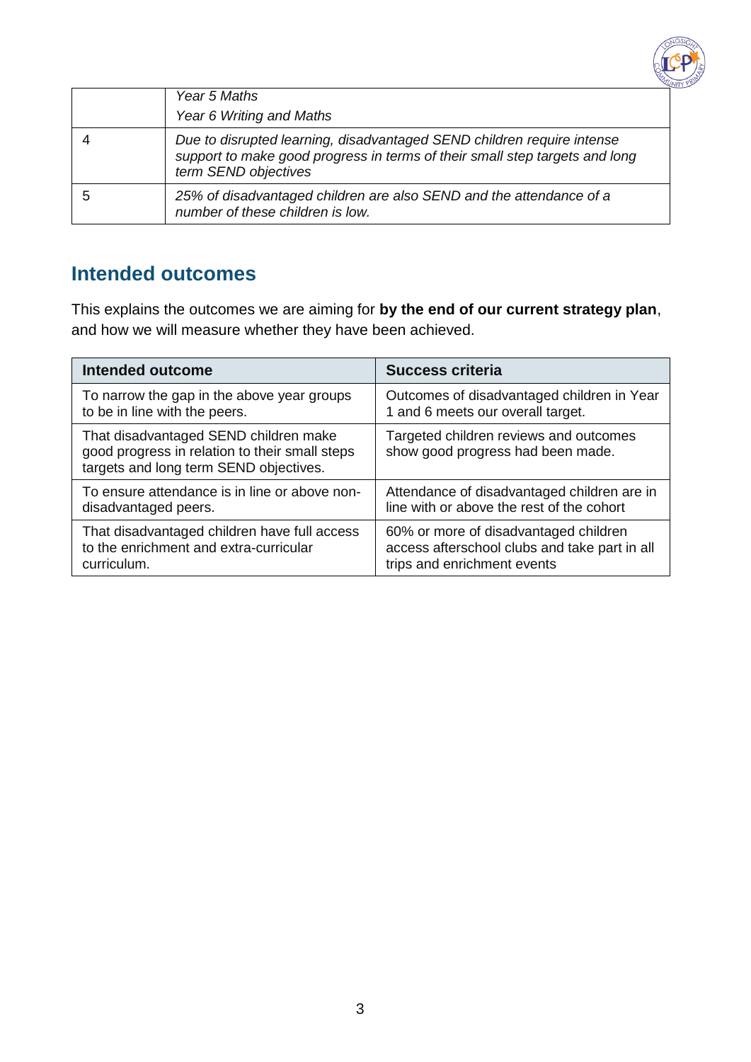| | |
|---|---|
| | *Year 5 Maths*<br>*Year 6 Writing and Maths* |
| 4 | *Due to disrupted learning, disadvantaged SEND children require intense support to make good progress in terms of their small step targets and long term SEND objectives* |
| 5 | *25% of disadvantaged children are also SEND and the attendance of a number of these children is low.* |

## Intended outcomes

This explains the outcomes we are aiming for **by the end of our current strategy plan**, and how we will measure whether they have been achieved.

| Intended outcome | Success criteria |
|---|---|
| To narrow the gap in the above year groups to be in line with the peers. | Outcomes of disadvantaged children in Year 1 and 6 meets our overall target. |
| That disadvantaged SEND children make good progress in relation to their small steps targets and long term SEND objectives. | Targeted children reviews and outcomes show good progress had been made. |
| To ensure attendance is in line or above non-disadvantaged peers. | Attendance of disadvantaged children are in line with or above the rest of the cohort |
| That disadvantaged children have full access to the enrichment and extra-curricular curriculum. | 60% or more of disadvantaged children access afterschool clubs and take part in all trips and enrichment events |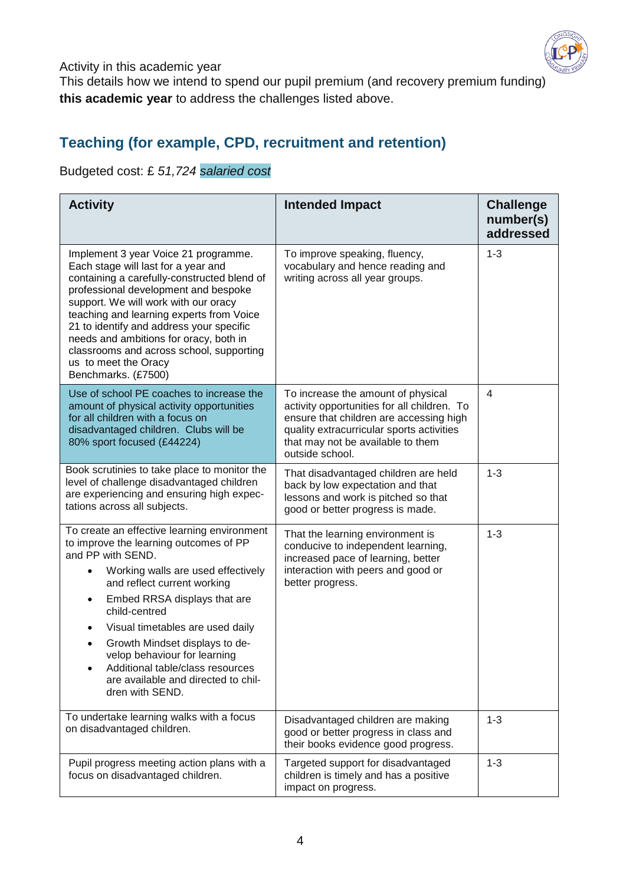Activity in this academic year

This details how we intend to spend our pupil premium (and recovery premium funding) **this academic year** to address the challenges listed above.

## Teaching (for example, CPD, recruitment and retention)

Budgeted cost: £ *51,724 salaried cost*

| Activity | Intended Impact | Challenge number(s) addressed |
|---|---|---|
| Implement 3 year Voice 21 programme. Each stage will last for a year and containing a carefully-constructed blend of professional development and bespoke support. We will work with our oracy teaching and learning experts from Voice 21 to identify and address your specific needs and ambitions for oracy, both in classrooms and across school, supporting us to meet the Oracy Benchmarks. (£7500) | To improve speaking, fluency, vocabulary and hence reading and writing across all year groups. | 1-3 |
| Use of school PE coaches to increase the amount of physical activity opportunities for all children with a focus on disadvantaged children. Clubs will be 80% sport focused (£44224) | To increase the amount of physical activity opportunities for all children. To ensure that children are accessing high quality extracurricular sports activities that may not be available to them outside school. | 4 |
| Book scrutinies to take place to monitor the level of challenge disadvantaged children are experiencing and ensuring high expectations across all subjects. | That disadvantaged children are held back by low expectation and that lessons and work is pitched so that good or better progress is made. | 1-3 |
| To create an effective learning environment to improve the learning outcomes of PP and PP with SEND.<br>• Working walls are used effectively and reflect current working<br>• Embed RRSA displays that are child-centred<br>• Visual timetables are used daily<br>• Growth Mindset displays to develop behaviour for learning<br>• Additional table/class resources are available and directed to children with SEND. | That the learning environment is conducive to independent learning, increased pace of learning, better interaction with peers and good or better progress. | 1-3 |
| To undertake learning walks with a focus on disadvantaged children. | Disadvantaged children are making good or better progress in class and their books evidence good progress. | 1-3 |
| Pupil progress meeting action plans with a focus on disadvantaged children. | Targeted support for disadvantaged children is timely and has a positive impact on progress. | 1-3 |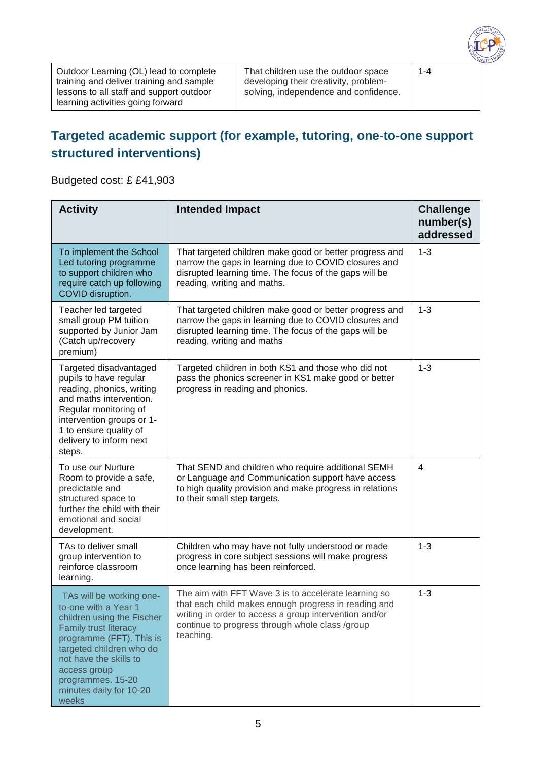| Outdoor Learning (OL) lead to complete training and deliver training and sample lessons to all staff and support outdoor learning activities going forward | That children use the outdoor space developing their creativity, problem-solving, independence and confidence. | 1-4 |
|---|---|---|

## Targeted academic support (for example, tutoring, one-to-one support structured interventions)

Budgeted cost: £ £41,903

| Activity | Intended Impact | Challenge number(s) addressed |
|---|---|---|
| To implement the School Led tutoring programme to support children who require catch up following COVID disruption. | That targeted children make good or better progress and narrow the gaps in learning due to COVID closures and disrupted learning time. The focus of the gaps will be reading, writing and maths. | 1-3 |
| Teacher led targeted small group PM tuition supported by Junior Jam (Catch up/recovery premium) | That targeted children make good or better progress and narrow the gaps in learning due to COVID closures and disrupted learning time. The focus of the gaps will be reading, writing and maths | 1-3 |
| Targeted disadvantaged pupils to have regular reading, phonics, writing and maths intervention. Regular monitoring of intervention groups or 1-1 to ensure quality of delivery to inform next steps. | Targeted children in both KS1 and those who did not pass the phonics screener in KS1 make good or better progress in reading and phonics. | 1-3 |
| To use our Nurture Room to provide a safe, predictable and structured space to further the child with their emotional and social development. | That SEND and children who require additional SEMH or Language and Communication support have access to high quality provision and make progress in relations to their small step targets. | 4 |
| TAs to deliver small group intervention to reinforce classroom learning. | Children who may have not fully understood or made progress in core subject sessions will make progress once learning has been reinforced. | 1-3 |
| TAs will be working one-to-one with a Year 1 children using the Fischer Family trust literacy programme (FFT). This is targeted children who do not have the skills to access group programmes. 15-20 minutes daily for 10-20 weeks | The aim with FFT Wave 3 is to accelerate learning so that each child makes enough progress in reading and writing in order to access a group intervention and/or continue to progress through whole class /group teaching. | 1-3 |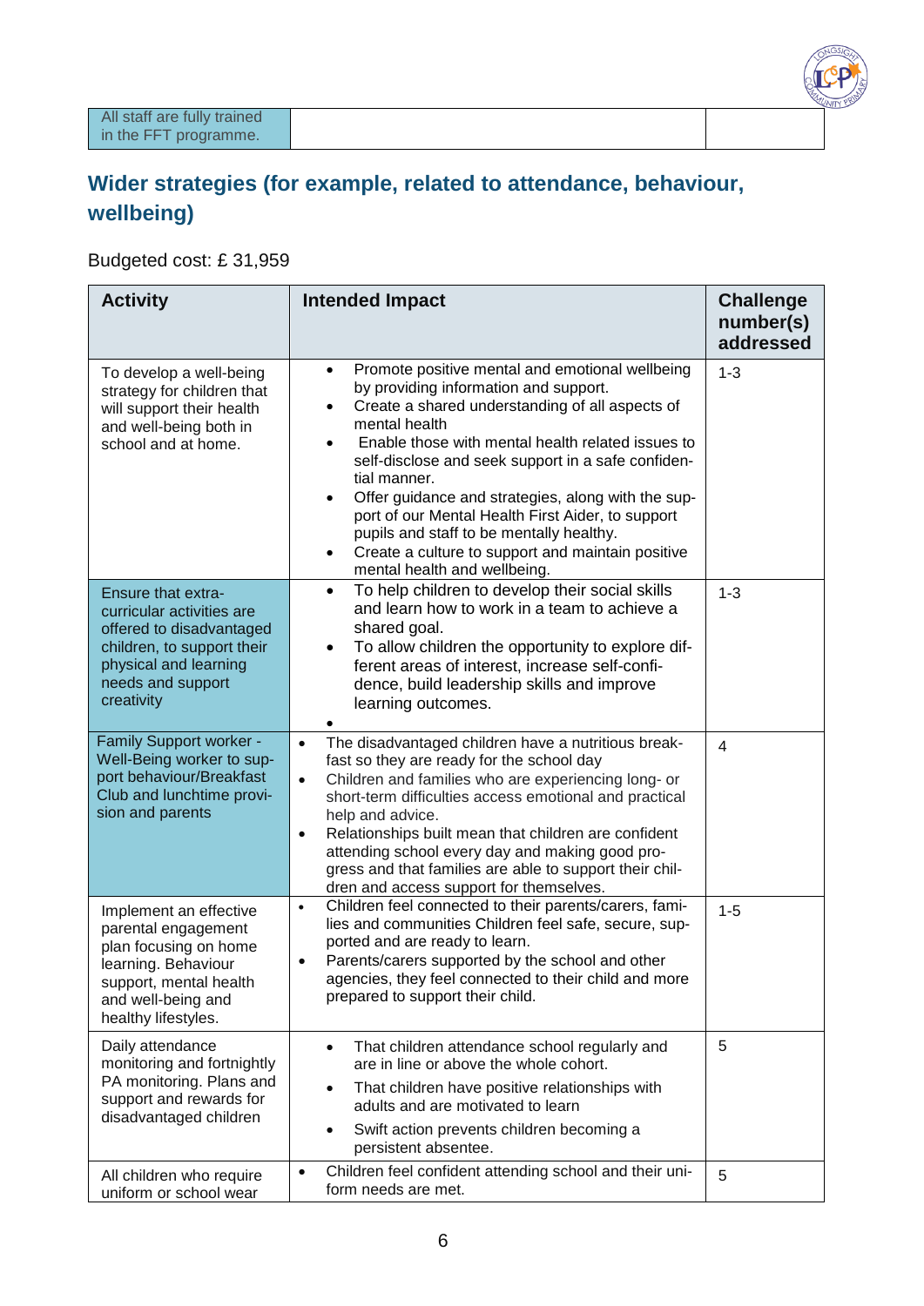| All staff are fully trained in the FFT programme. | | |
|---|---|---|

## Wider strategies (for example, related to attendance, behaviour, wellbeing)

Budgeted cost: £ 31,959

| Activity | Intended Impact | Challenge number(s) addressed |
|---|---|---|
| To develop a well-being strategy for children that will support their health and well-being both in school and at home. | • Promote positive mental and emotional wellbeing by providing information and support.<br>• Create a shared understanding of all aspects of mental health<br>• Enable those with mental health related issues to self-disclose and seek support in a safe confidential manner.<br>• Offer guidance and strategies, along with the support of our Mental Health First Aider, to support pupils and staff to be mentally healthy.<br>• Create a culture to support and maintain positive mental health and wellbeing. | 1-3 |
| Ensure that extra-curricular activities are offered to disadvantaged children, to support their physical and learning needs and support creativity | • To help children to develop their social skills and learn how to work in a team to achieve a shared goal.<br>• To allow children the opportunity to explore different areas of interest, increase self-confidence, build leadership skills and improve learning outcomes.<br>• | 1-3 |
| Family Support worker - Well-Being worker to support behaviour/Breakfast Club and lunchtime provision and parents | • The disadvantaged children have a nutritious breakfast so they are ready for the school day<br>• Children and families who are experiencing long- or short-term difficulties access emotional and practical help and advice.<br>• Relationships built mean that children are confident attending school every day and making good progress and that families are able to support their children and access support for themselves. | 4 |
| Implement an effective parental engagement plan focusing on home learning. Behaviour support, mental health and well-being and healthy lifestyles. | • Children feel connected to their parents/carers, families and communities Children feel safe, secure, supported and are ready to learn.<br>• Parents/carers supported by the school and other agencies, they feel connected to their child and more prepared to support their child. | 1-5 |
| Daily attendance monitoring and fortnightly PA monitoring. Plans and support and rewards for disadvantaged children | • That children attendance school regularly and are in line or above the whole cohort.<br>• That children have positive relationships with adults and are motivated to learn<br>• Swift action prevents children becoming a persistent absentee. | 5 |
| All children who require uniform or school wear | • Children feel confident attending school and their uniform needs are met. | 5 |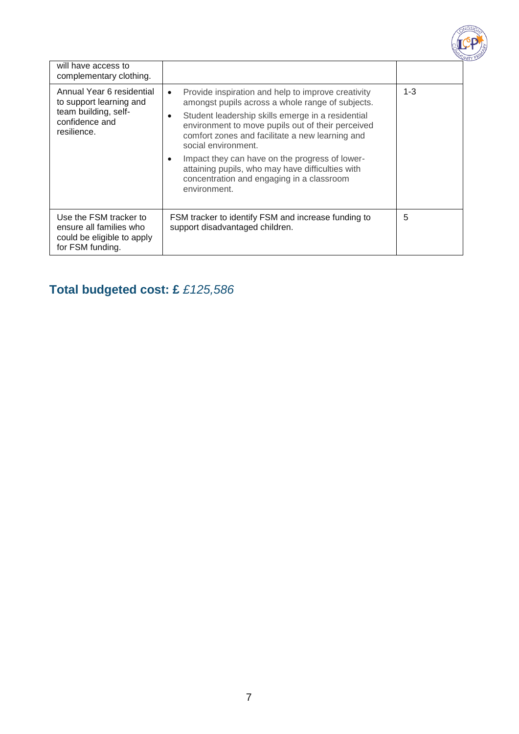| | | |
|---|---|---|
| will have access to complementary clothing. | | |
| Annual Year 6 residential to support learning and team building, self-confidence and resilience. | • Provide inspiration and help to improve creativity amongst pupils across a whole range of subjects.<br>• Student leadership skills emerge in a residential environment to move pupils out of their perceived comfort zones and facilitate a new learning and social environment.<br>• Impact they can have on the progress of lower-attaining pupils, who may have difficulties with concentration and engaging in a classroom environment. | 1-3 |
| Use the FSM tracker to ensure all families who could be eligible to apply for FSM funding. | FSM tracker to identify FSM and increase funding to support disadvantaged children. | 5 |

## Total budgeted cost: £ *£125,586*